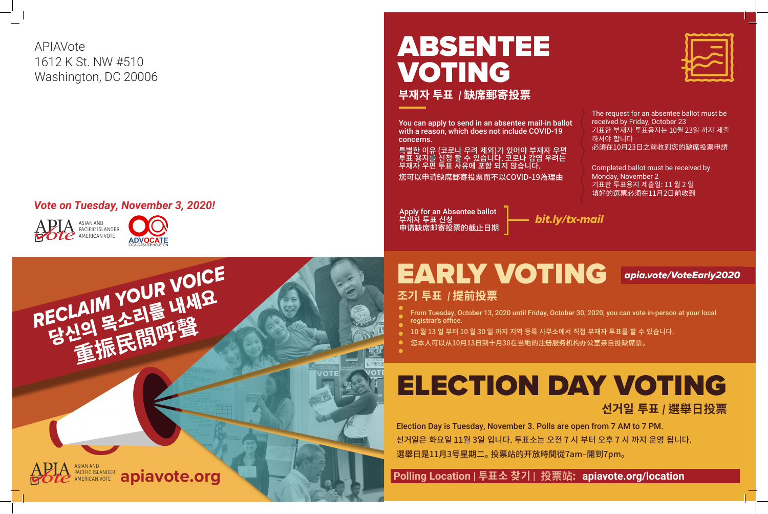APIAVote
1612 K St. NW #510
Washington, DC 20006

*Vote on Tuesday, November 3, 2020!*

APIA Vote ASIAN AND PACIFIC ISLANDER AMERICAN VOTE

ADVOCATE OCA-GREATER HOUSTON

# RECLAIM YOUR VOICE

당신의 목소리를 내세요

重振民間呼聲

APIA Vote ASIAN AND PACIFIC ISLANDER AMERICAN VOTE **apiavote.org**

# ABSENTEE VOTING

## 부재자 투표 / 缺席郵寄投票

**You can apply to send in an absentee mail-in ballot with a reason, which does not include COVID-19 concerns.**

특별한 이유 (코로나 우려 제외)가 있어야 부재자 우편 투표 용지를 신청 할 수 있습니다. 코로나 감염 우려는 부재자 우편 투표 사유에 포함 되지 않습니다.

您可以申请缺席郵寄投票而不以COVID-19為理由

The request for an absentee ballot must be received by Friday, October 23
기표한 부재자 투표용지는 10월 23일 까지 제출 하셔야 합니다
必須在10月23日之前收到您的缺席投票申請

Completed ballot must be received by Monday, November 2
기표한 투표용지 제출일: 11 월 2 일
填好的選票必須在11月2日前收到

Apply for an Absentee ballot
부재자 투표 신청
申请缺席邮寄投票的截止日期

***bit.ly/tx-mail***

# EARLY VOTING

***apia.vote/VoteEarly2020***

## 조기 투표 / 提前投票

- From Tuesday, October 13, 2020 until Friday, October 30, 2020, you can vote in-person at your local registrar's office.
- 10 월 13 일 부터 10 월 30 일 까지 지역 등록 사무소에서 직접 부재자 투표를 할 수 있습니다.
- 您本人可以从10月13日到十月30在当地的注册服务机构办公室亲自投缺席票。

# ELECTION DAY VOTING

## 선거일 투표 / 選舉日投票

**Election Day is Tuesday, November 3. Polls are open from 7 AM to 7 PM.**

**선거일은 화요일 11월 3일 입니다. 투표소는 오전 7 시 부터 오후 7 시 까지 운영 됩니다.**

**選舉日是11月3号星期二。投票站的开放時間從7am–開到7pm。**

**Polling Location | 투표소 찾기 | 投票站: apiavote.org/location**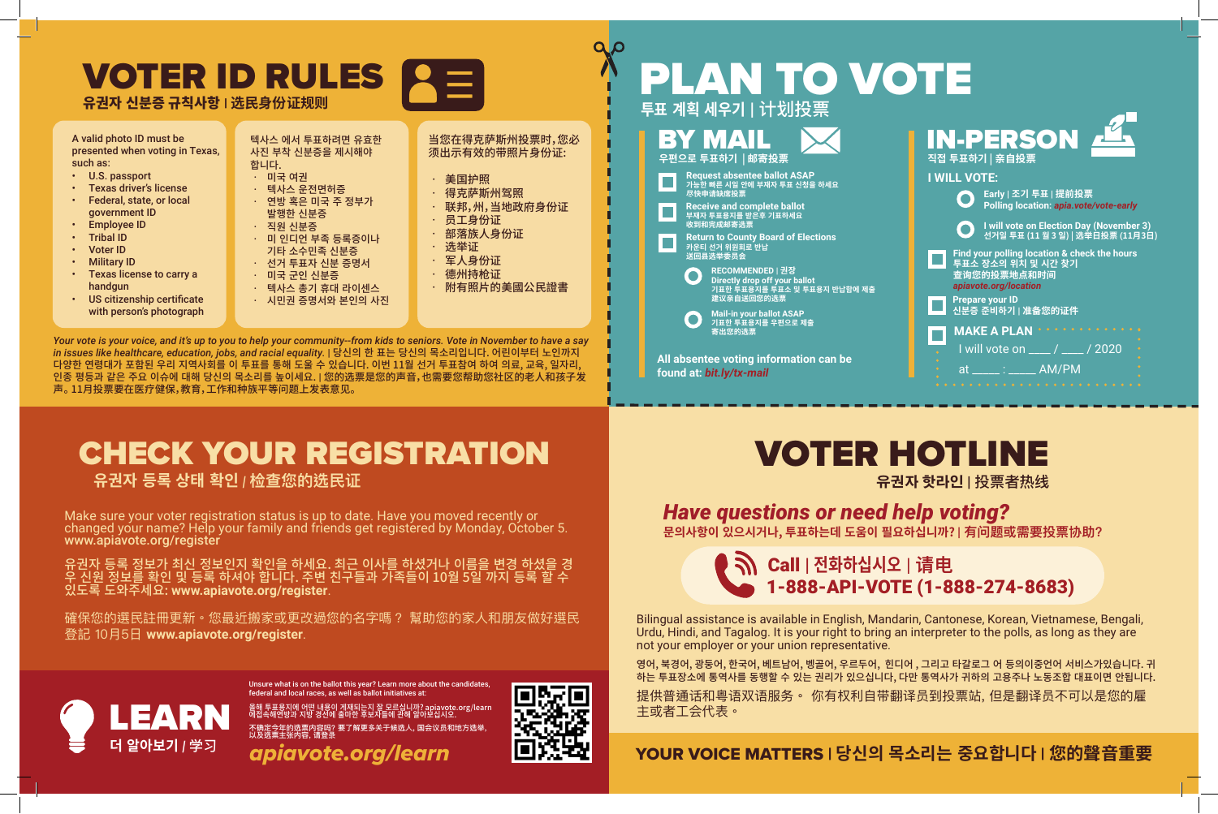# VOTER ID RULES

**유권자 신분증 규칙사항 | 选民身份证规则**

A valid photo ID must be presented when voting in Texas, such as:

- U.S. passport
- Texas driver's license
- Federal, state, or local government ID
- Employee ID
- Tribal ID
- Voter ID
- Military ID
- Texas license to carry a handgun
- US citizenship certificate with person's photograph

텍사스 에서 투표하려면 유효한 사진 부착 신분증을 제시해야 합니다.

- 미국 여권
- 텍사스 운전면허증
- 연방 혹은 미국 주 정부가 발행한 신분증
- 직원 신분증
- 미 인디언 부족 등록증이나 기타 소수민족 신분증
- 선거 투표자 신분 증명서
- 미국 군인 신분증
- 텍사스 총기 휴대 라이센스
- 시민권 증명서와 본인의 사진

当您在得克萨斯州投票时，您必须出示有效的带照片身份证:

- 美国护照
- 得克萨斯州驾照
- 联邦，州，当地政府身份证
- 员工身份证
- 部落族人身份证
- 选举证
- 军人身份证
- 德州持枪证
- 附有照片的美國公民證書

*Your vote is your voice, and it's up to you to help your community--from kids to seniors. Vote in November to have a say in issues like healthcare, education, jobs, and racial equality.* | 당신의 한 표는 당신의 목소리입니다. 어린이부터 노인까지 다양한 연령대가 포함된 우리 지역사회를 이 투표를 통해 도울 수 있습니다. 이번 11월 선거 투표참여 하여 의료, 교육, 일자리, 인종 평등과 같은 주요 이슈에 대해 당신의 목소리를 높이세요. | 您的选票是您的声音，也需要您帮助您社区的老人和孩子发声。11月投票要在医疗健保，教育，工作和种族平等问题上发表意见。

# PLAN TO VOTE

**투표 계획 세우기 | 计划投票**

## BY MAIL

**우편으로 투표하기 | 邮寄投票**

- [ ] **Request absentee ballot ASAP**
  가능한 빠른 시일 안에 부재자 투표 신청을 하세요
  尽快申请缺席投票
- [ ] **Receive and complete ballot**
  부재자 투표용지를 받은후 기표하세요
  收到和完成邮寄选票
- [ ] **Return to County Board of Elections**
  카운티 선거 위원회로 반납
  送回县选举委员会
  - ○ **RECOMMENDED | 권장**
    **Directly drop off your ballot**
    기표한 투표용지를 투표소 및 투표용지 반납함에 제출
    建议亲自送回您的选票
  - ○ **Mail-in your ballot ASAP**
    기표한 투표용지를 우편으로 제출
    寄出您的选票

**All absentee voting information can be found at:** ***bit.ly/tx-mail***

## IN-PERSON

**직접 투표하기 | 亲自投票**

**I WILL VOTE:**

- ○ **Early | 조기 투표 | 提前投票**
  **Polling location:** ***apia.vote/vote-early***
- ○ **I will vote on Election Day (November 3)**
  선거일 투표 (11 월 3 일) | 选举日投票 (11月3日)

- [ ] **Find your polling location & check the hours**
  **투표소 장소의 위치 및 시간 찾기**
  **查询您的投票地点和时间**
  ***apiavote.org/location***
- [ ] **Prepare your ID**
  신분증 준비하기 | 准备您的证件
- [ ] **MAKE A PLAN**
  I will vote on ____ / ____ / 2020
  at _____ : _____ AM/PM

# CHECK YOUR REGISTRATION

**유권자 등록 상태 확인 / 检查您的选民证**

Make sure your voter registration status is up to date. Have you moved recently or changed your name? Help your family and friends get registered by Monday, October 5. **www.apiavote.org/register**

유권자 등록 정보가 최신 정보인지 확인을 하세요. 최근 이사를 하셨거나 이름을 변경 하셨을 경우 신원 정보를 확인 및 등록 하셔야 합니다. 주변 친구들과 가족들이 10월 5일 까지 등록 할 수 있도록 도와주세요: **www.apiavote.org/register**.

確保您的選民註冊更新。您最近搬家或更改過您的名字嗎？ 幫助您的家人和朋友做好選民登記 10月5日 **www.apiavote.org/register**.

# LEARN

**더 알아보기 / 学习**

**Unsure what is on the ballot this year? Learn more about the candidates, federal and local races, as well as ballot initiatives at:**

올해 투표용지에 어떤 내용이 게재되는지 잘 모르십니까? apiavote.org/learn 에접속해연방과 지방 경선에 출마한 후보자들에 관해 알아보십시오.

不确定今年的选票内容吗？要了解更多关于候选人，国会议员和地方选举，以及选票主张内容，请登录

***apiavote.org/learn***

# VOTER HOTLINE

**유권자 핫라인 | 投票者热线**

## *Have questions or need help voting?*

**문의사항이 있으시거나, 투표하는데 도움이 필요하십니까? | 有问题或需要投票协助?**

**Call | 전화하십시오 | 请电**
**1-888-API-VOTE (1-888-274-8683)**

Bilingual assistance is available in English, Mandarin, Cantonese, Korean, Vietnamese, Bengali, Urdu, Hindi, and Tagalog. It is your right to bring an interpreter to the polls, as long as they are not your employer or your union representative.

영어, 북경어, 광둥어, 한국어, 베트남어, 벵골어, 우르두어, 힌디어 , 그리고 타갈로그 어 등의이중언어 서비스가있습니다. 귀하는 투표장소에 통역사를 동행할 수 있는 권리가 있으십니다, 다만 통역사가 귀하의 고용주나 노동조합 대표이면 안됩니다.

提供普通话和粤语双语服务。 你有权利自带翻译员到投票站, 但是翻译员不可以是您的雇主或者工会代表。

**YOUR VOICE MATTERS | 당신의 목소리는 중요합니다 | 您的聲音重要**